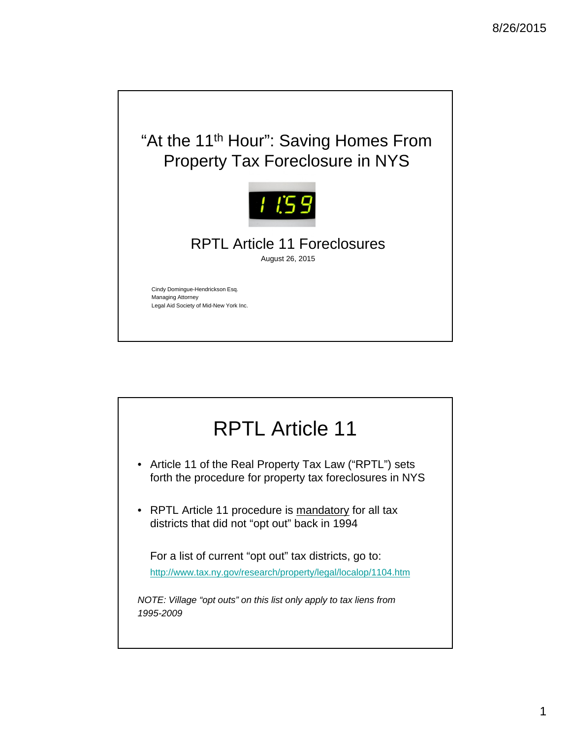# "At the 11th Hour": Saving Homes From Property Tax Foreclosure in NYS

## RPTL Article 11 Foreclosures

August 26, 2015

Cindy Domingue-Hendrickson Esq.
Managing Attorney
Legal Aid Society of Mid-New York Inc.

# RPTL Article 11

- Article 11 of the Real Property Tax Law ("RPTL") sets forth the procedure for property tax foreclosures in NYS
- RPTL Article 11 procedure is mandatory for all tax districts that did not "opt out" back in 1994

  For a list of current "opt out" tax districts, go to:
  http://www.tax.ny.gov/research/property/legal/localop/1104.htm

*NOTE: Village "opt outs" on this list only apply to tax liens from 1995-2009*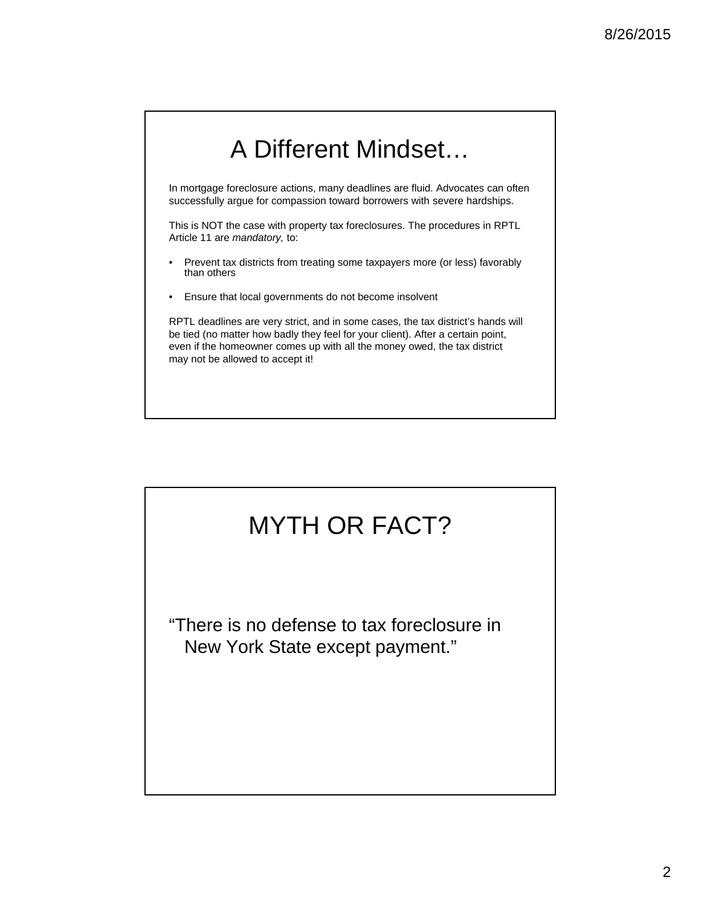# A Different Mindset…

In mortgage foreclosure actions, many deadlines are fluid. Advocates can often successfully argue for compassion toward borrowers with severe hardships.

This is NOT the case with property tax foreclosures. The procedures in RPTL Article 11 are *mandatory,* to:

- Prevent tax districts from treating some taxpayers more (or less) favorably than others
- Ensure that local governments do not become insolvent

RPTL deadlines are very strict, and in some cases, the tax district's hands will be tied (no matter how badly they feel for your client). After a certain point, even if the homeowner comes up with all the money owed, the tax district may not be allowed to accept it!

# MYTH OR FACT?

"There is no defense to tax foreclosure in New York State except payment."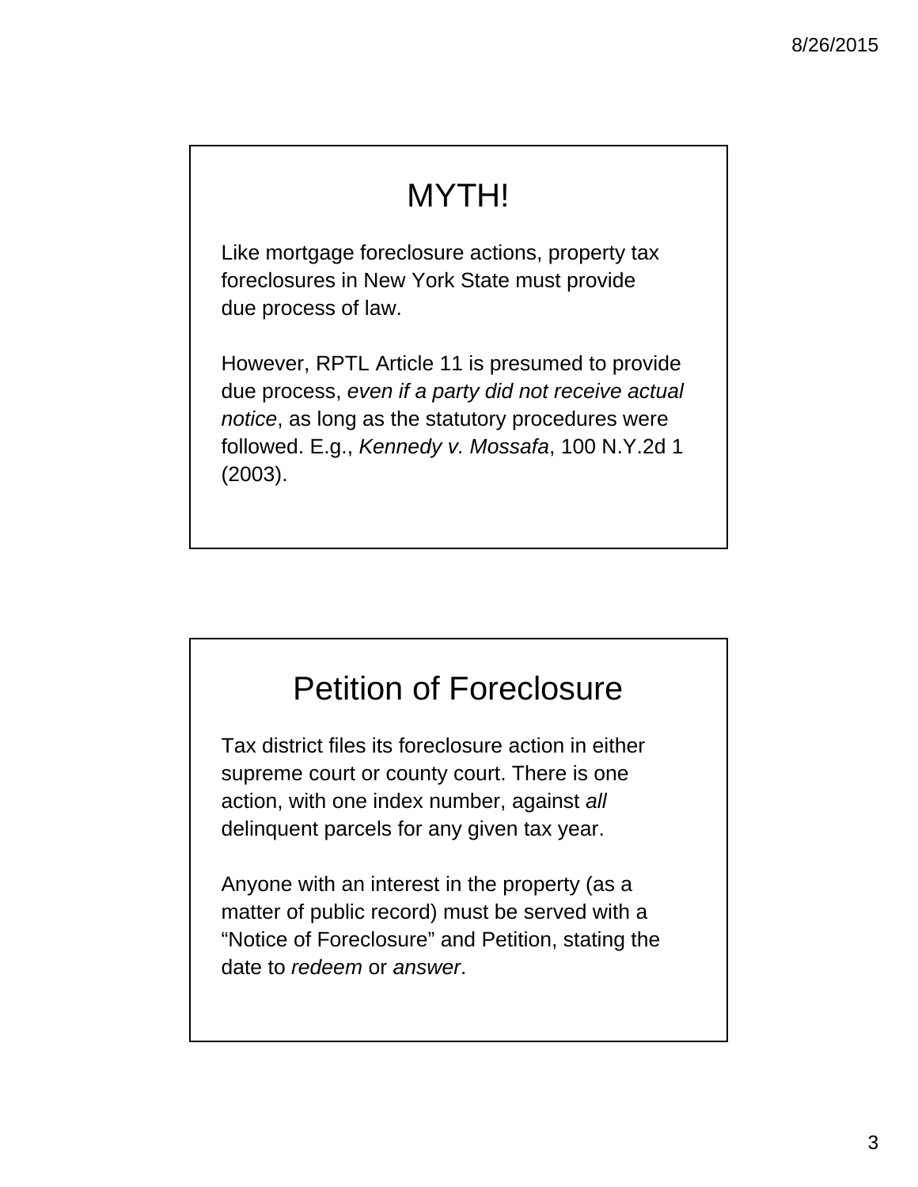## MYTH!

Like mortgage foreclosure actions, property tax foreclosures in New York State must provide due process of law.

However, RPTL Article 11 is presumed to provide due process, *even if a party did not receive actual notice*, as long as the statutory procedures were followed. E.g., *Kennedy v. Mossafa*, 100 N.Y.2d 1 (2003).

## Petition of Foreclosure

Tax district files its foreclosure action in either supreme court or county court. There is one action, with one index number, against *all* delinquent parcels for any given tax year.

Anyone with an interest in the property (as a matter of public record) must be served with a “Notice of Foreclosure” and Petition, stating the date to *redeem* or *answer*.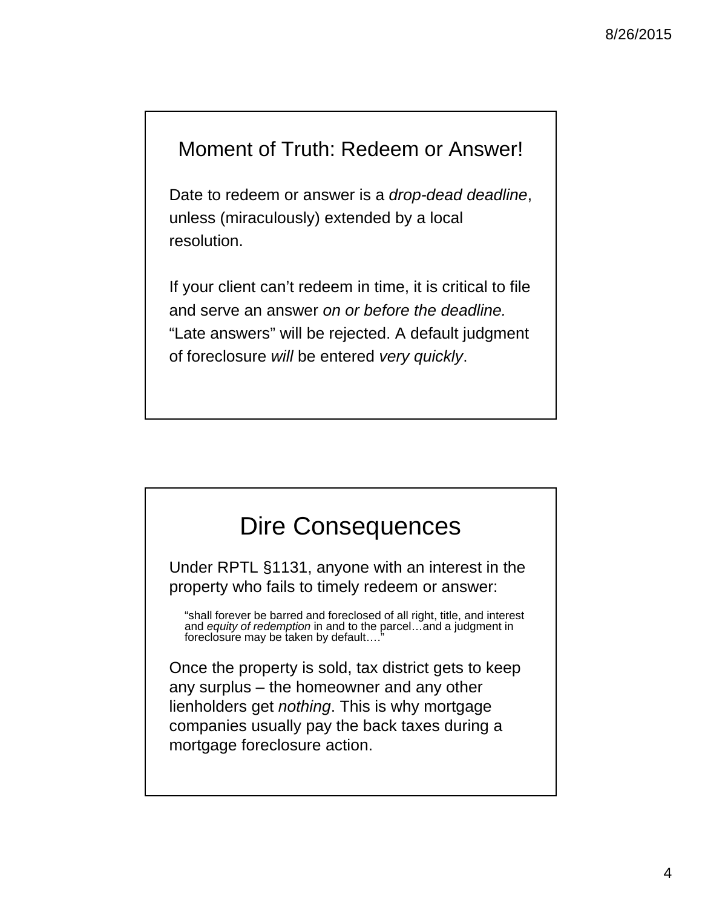## Moment of Truth: Redeem or Answer!

Date to redeem or answer is a *drop-dead deadline*, unless (miraculously) extended by a local resolution.

If your client can't redeem in time, it is critical to file and serve an answer *on or before the deadline.* "Late answers" will be rejected. A default judgment of foreclosure *will* be entered *very quickly*.

## Dire Consequences

Under RPTL §1131, anyone with an interest in the property who fails to timely redeem or answer:

> "shall forever be barred and foreclosed of all right, title, and interest and *equity of redemption* in and to the parcel…and a judgment in foreclosure may be taken by default…."

Once the property is sold, tax district gets to keep any surplus – the homeowner and any other lienholders get *nothing*. This is why mortgage companies usually pay the back taxes during a mortgage foreclosure action.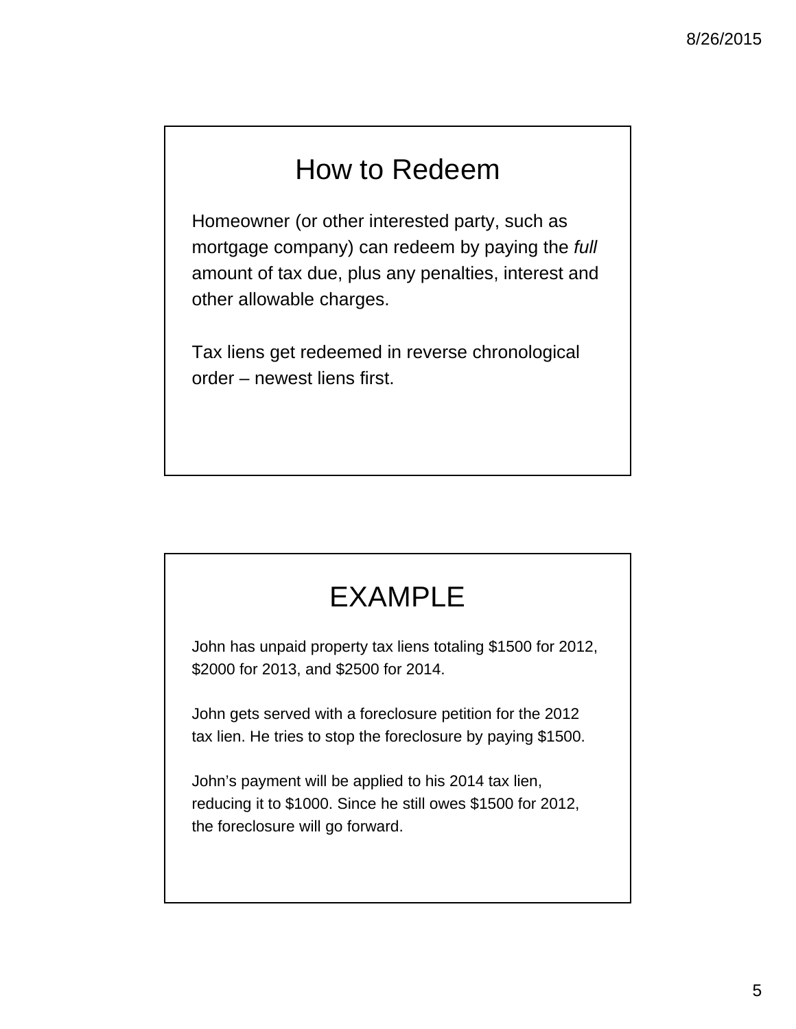## How to Redeem

Homeowner (or other interested party, such as mortgage company) can redeem by paying the *full* amount of tax due, plus any penalties, interest and other allowable charges.

Tax liens get redeemed in reverse chronological order – newest liens first.

## EXAMPLE

John has unpaid property tax liens totaling $1500 for 2012, $2000 for 2013, and $2500 for 2014.

John gets served with a foreclosure petition for the 2012 tax lien. He tries to stop the foreclosure by paying $1500.

John's payment will be applied to his 2014 tax lien, reducing it to $1000. Since he still owes $1500 for 2012, the foreclosure will go forward.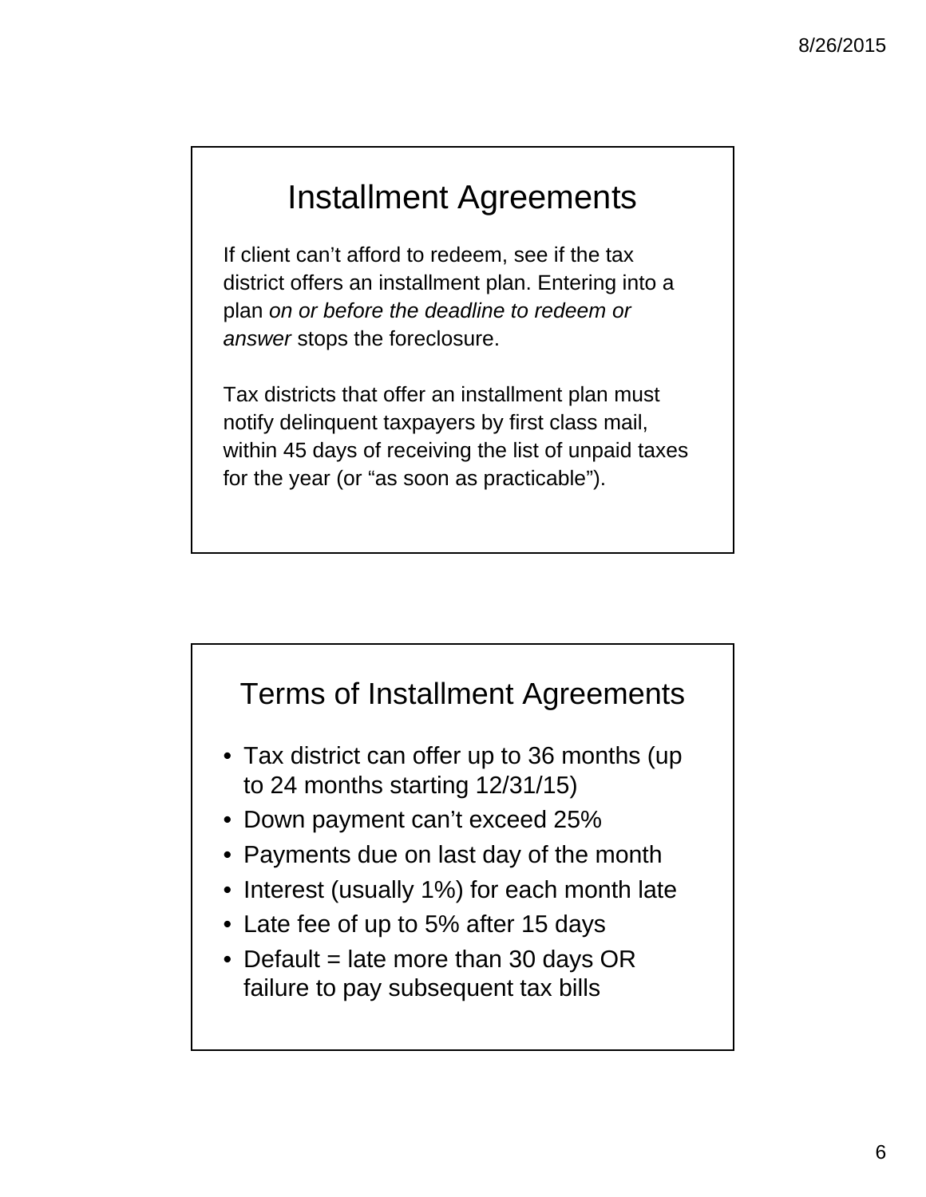## Installment Agreements

If client can't afford to redeem, see if the tax district offers an installment plan. Entering into a plan *on or before the deadline to redeem or answer* stops the foreclosure.

Tax districts that offer an installment plan must notify delinquent taxpayers by first class mail, within 45 days of receiving the list of unpaid taxes for the year (or "as soon as practicable").

## Terms of Installment Agreements

- Tax district can offer up to 36 months (up to 24 months starting 12/31/15)
- Down payment can't exceed 25%
- Payments due on last day of the month
- Interest (usually 1%) for each month late
- Late fee of up to 5% after 15 days
- Default = late more than 30 days OR failure to pay subsequent tax bills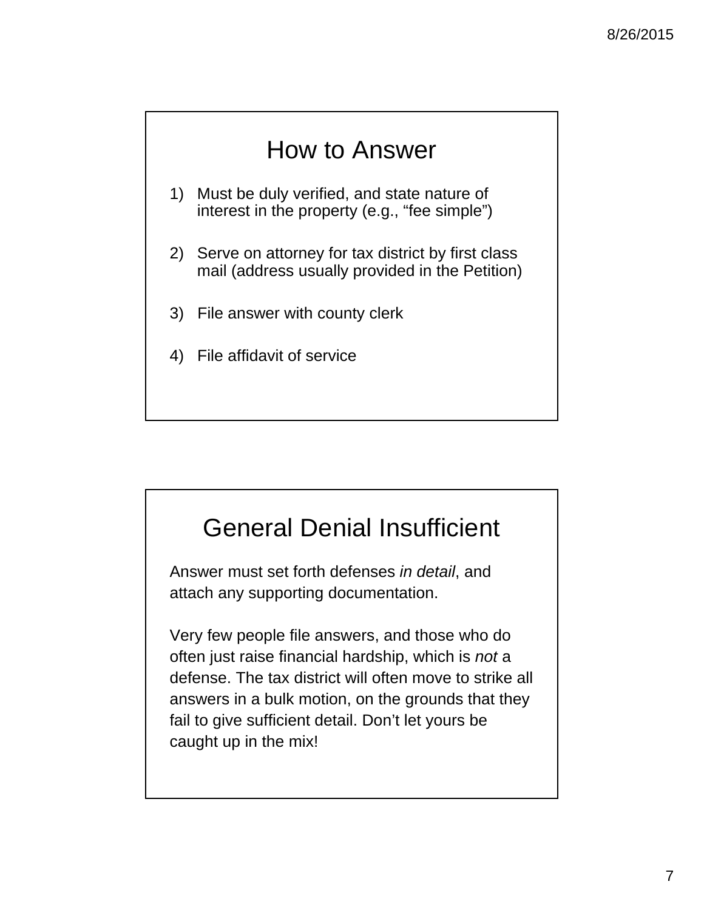## How to Answer

1) Must be duly verified, and state nature of interest in the property (e.g., “fee simple”)

2) Serve on attorney for tax district by first class mail (address usually provided in the Petition)

3) File answer with county clerk

4) File affidavit of service

## General Denial Insufficient

Answer must set forth defenses *in detail*, and attach any supporting documentation.

Very few people file answers, and those who do often just raise financial hardship, which is *not* a defense. The tax district will often move to strike all answers in a bulk motion, on the grounds that they fail to give sufficient detail. Don’t let yours be caught up in the mix!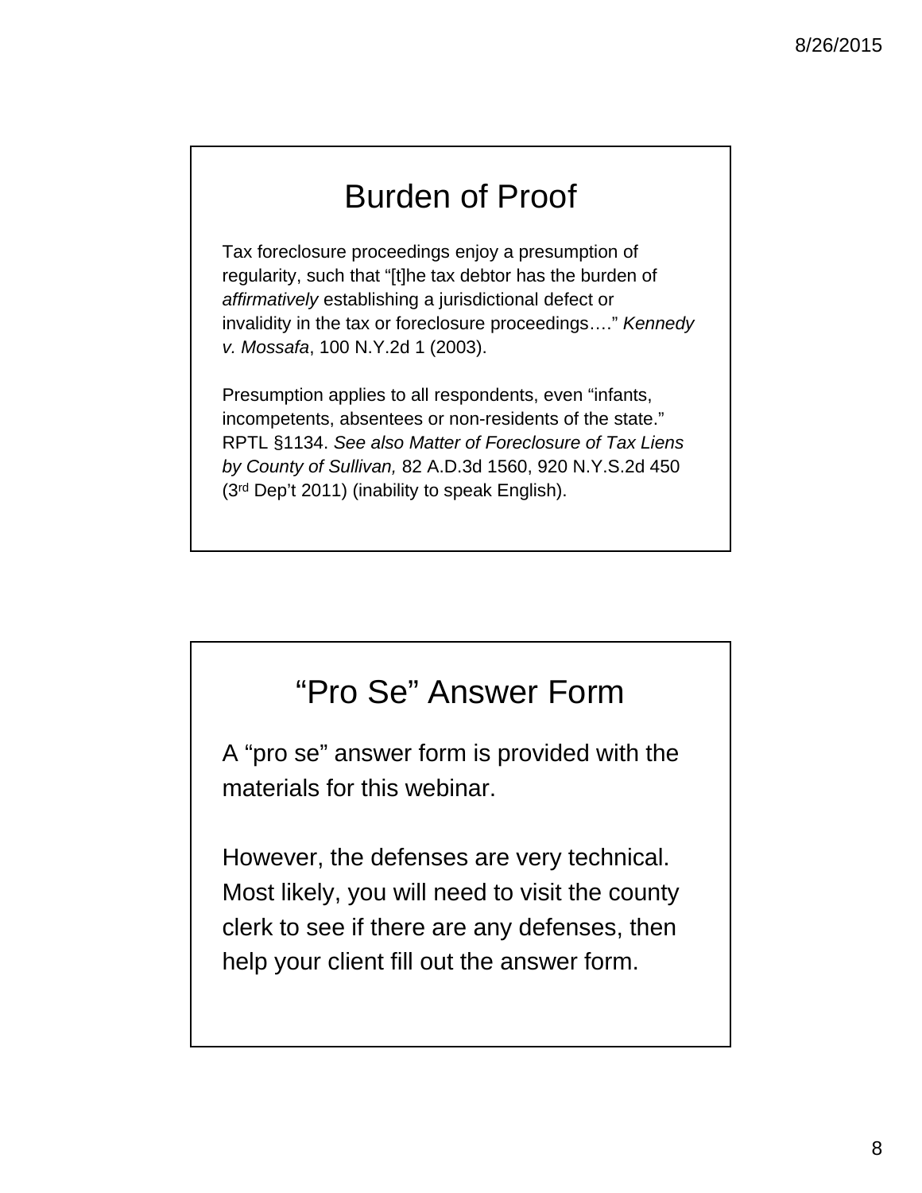# Burden of Proof

Tax foreclosure proceedings enjoy a presumption of regularity, such that "[t]he tax debtor has the burden of *affirmatively* establishing a jurisdictional defect or invalidity in the tax or foreclosure proceedings…." *Kennedy v. Mossafa*, 100 N.Y.2d 1 (2003).

Presumption applies to all respondents, even "infants, incompetents, absentees or non-residents of the state." RPTL §1134. *See also Matter of Foreclosure of Tax Liens by County of Sullivan,* 82 A.D.3d 1560, 920 N.Y.S.2d 450 (3rd Dep't 2011) (inability to speak English).

# "Pro Se" Answer Form

A "pro se" answer form is provided with the materials for this webinar.

However, the defenses are very technical. Most likely, you will need to visit the county clerk to see if there are any defenses, then help your client fill out the answer form.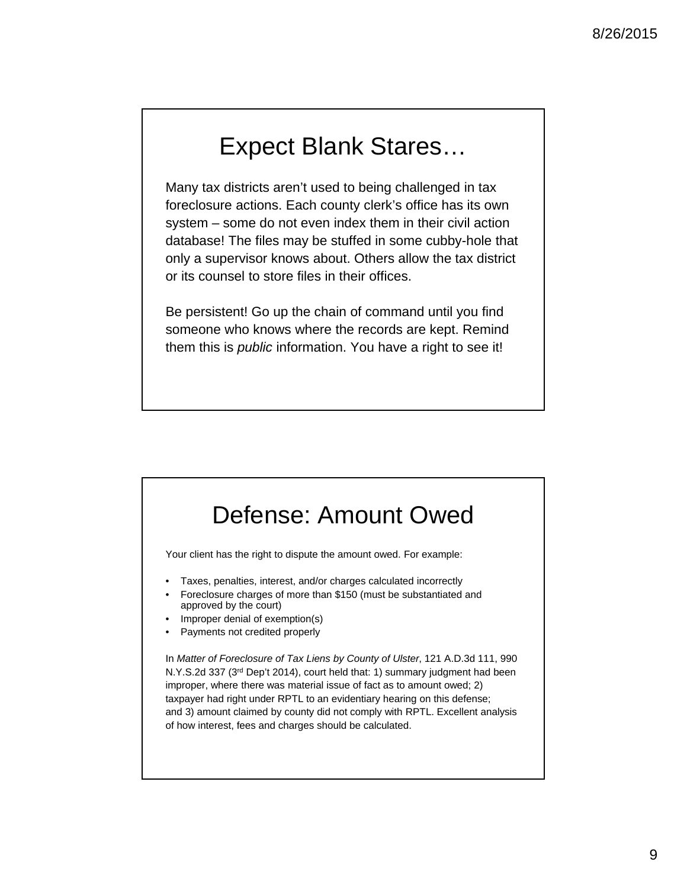## Expect Blank Stares…

Many tax districts aren't used to being challenged in tax foreclosure actions. Each county clerk's office has its own system – some do not even index them in their civil action database! The files may be stuffed in some cubby-hole that only a supervisor knows about. Others allow the tax district or its counsel to store files in their offices.

Be persistent! Go up the chain of command until you find someone who knows where the records are kept. Remind them this is *public* information. You have a right to see it!

## Defense: Amount Owed

Your client has the right to dispute the amount owed. For example:

- Taxes, penalties, interest, and/or charges calculated incorrectly
- Foreclosure charges of more than $150 (must be substantiated and approved by the court)
- Improper denial of exemption(s)
- Payments not credited properly

In *Matter of Foreclosure of Tax Liens by County of Ulster*, 121 A.D.3d 111, 990 N.Y.S.2d 337 (3rd Dep't 2014), court held that: 1) summary judgment had been improper, where there was material issue of fact as to amount owed; 2) taxpayer had right under RPTL to an evidentiary hearing on this defense; and 3) amount claimed by county did not comply with RPTL. Excellent analysis of how interest, fees and charges should be calculated.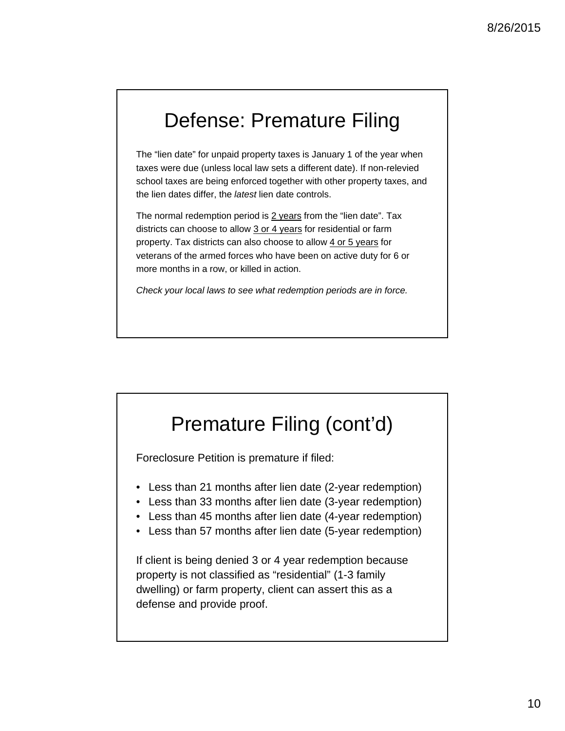# Defense: Premature Filing

The "lien date" for unpaid property taxes is January 1 of the year when taxes were due (unless local law sets a different date). If non-relevied school taxes are being enforced together with other property taxes, and the lien dates differ, the *latest* lien date controls.

The normal redemption period is 2 years from the "lien date". Tax districts can choose to allow 3 or 4 years for residential or farm property. Tax districts can also choose to allow 4 or 5 years for veterans of the armed forces who have been on active duty for 6 or more months in a row, or killed in action.

*Check your local laws to see what redemption periods are in force.*

# Premature Filing (cont'd)

Foreclosure Petition is premature if filed:

- Less than 21 months after lien date (2-year redemption)
- Less than 33 months after lien date (3-year redemption)
- Less than 45 months after lien date (4-year redemption)
- Less than 57 months after lien date (5-year redemption)

If client is being denied 3 or 4 year redemption because property is not classified as "residential" (1-3 family dwelling) or farm property, client can assert this as a defense and provide proof.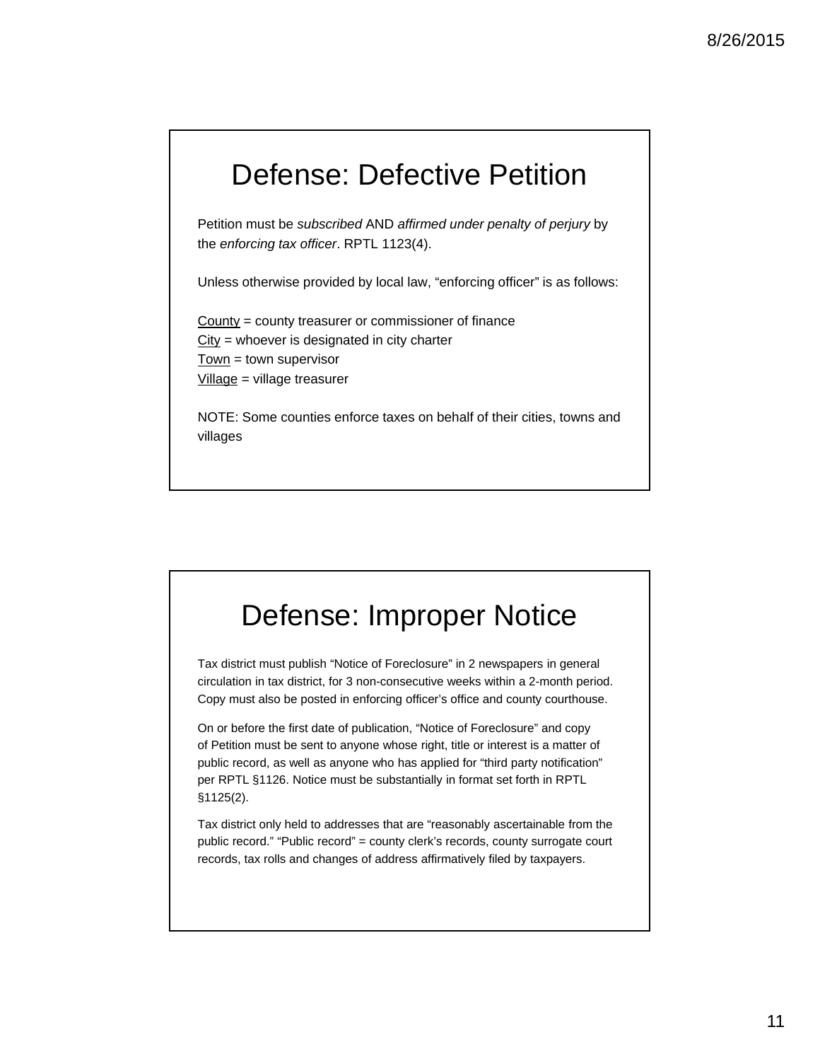# Defense: Defective Petition

Petition must be *subscribed* AND *affirmed under penalty of perjury* by the *enforcing tax officer*. RPTL 1123(4).

Unless otherwise provided by local law, "enforcing officer" is as follows:

<u>County</u> = county treasurer or commissioner of finance
<u>City</u> = whoever is designated in city charter
<u>Town</u> = town supervisor
<u>Village</u> = village treasurer

NOTE: Some counties enforce taxes on behalf of their cities, towns and villages

# Defense: Improper Notice

Tax district must publish "Notice of Foreclosure" in 2 newspapers in general circulation in tax district, for 3 non-consecutive weeks within a 2-month period. Copy must also be posted in enforcing officer's office and county courthouse.

On or before the first date of publication, "Notice of Foreclosure" and copy of Petition must be sent to anyone whose right, title or interest is a matter of public record, as well as anyone who has applied for "third party notification" per RPTL §1126. Notice must be substantially in format set forth in RPTL §1125(2).

Tax district only held to addresses that are "reasonably ascertainable from the public record." "Public record" = county clerk's records, county surrogate court records, tax rolls and changes of address affirmatively filed by taxpayers.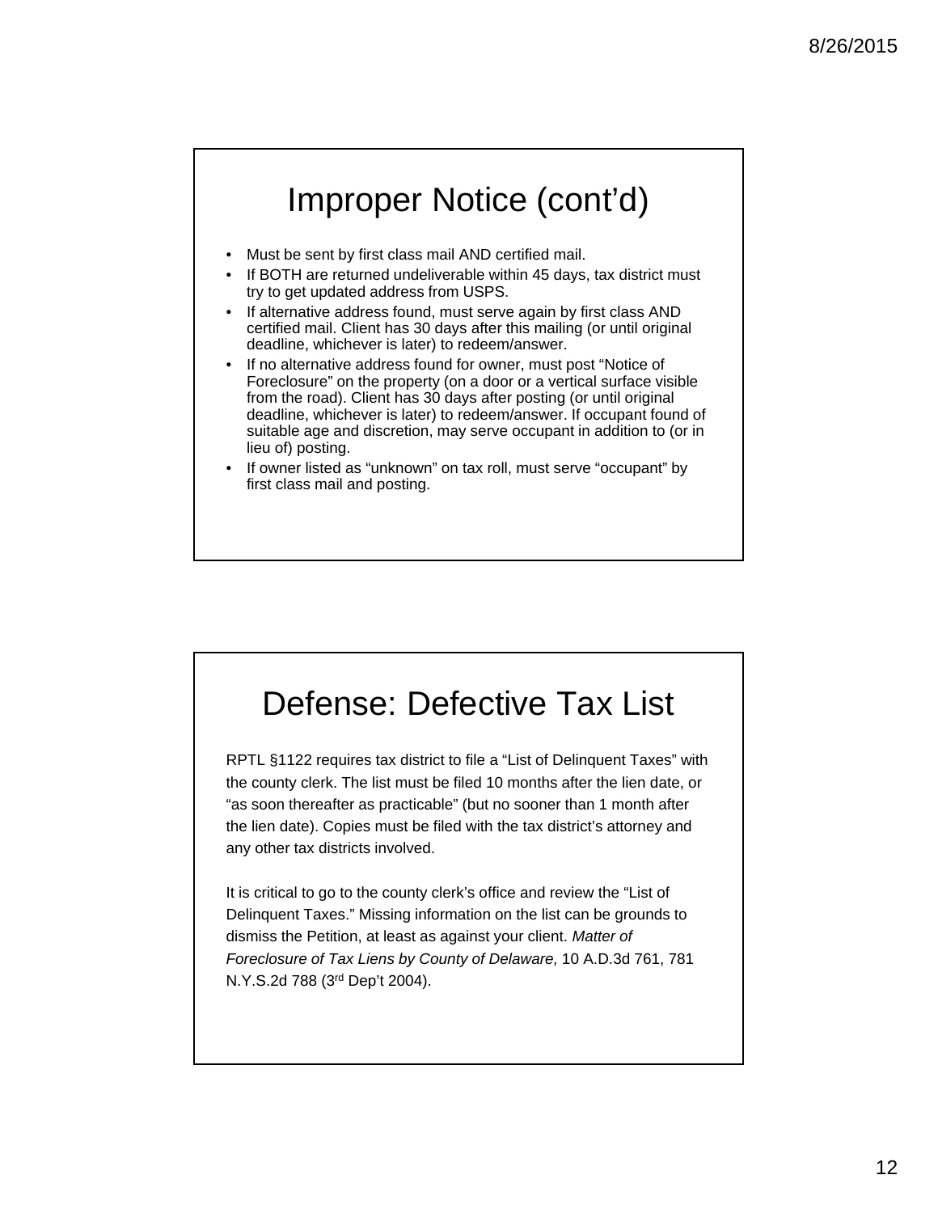## Improper Notice (cont'd)

- Must be sent by first class mail AND certified mail.
- If BOTH are returned undeliverable within 45 days, tax district must try to get updated address from USPS.
- If alternative address found, must serve again by first class AND certified mail. Client has 30 days after this mailing (or until original deadline, whichever is later) to redeem/answer.
- If no alternative address found for owner, must post "Notice of Foreclosure" on the property (on a door or a vertical surface visible from the road). Client has 30 days after posting (or until original deadline, whichever is later) to redeem/answer. If occupant found of suitable age and discretion, may serve occupant in addition to (or in lieu of) posting.
- If owner listed as "unknown" on tax roll, must serve "occupant" by first class mail and posting.

## Defense: Defective Tax List

RPTL §1122 requires tax district to file a "List of Delinquent Taxes" with the county clerk. The list must be filed 10 months after the lien date, or "as soon thereafter as practicable" (but no sooner than 1 month after the lien date). Copies must be filed with the tax district's attorney and any other tax districts involved.

It is critical to go to the county clerk's office and review the "List of Delinquent Taxes." Missing information on the list can be grounds to dismiss the Petition, at least as against your client. *Matter of Foreclosure of Tax Liens by County of Delaware,* 10 A.D.3d 761, 781 N.Y.S.2d 788 (3rd Dep't 2004).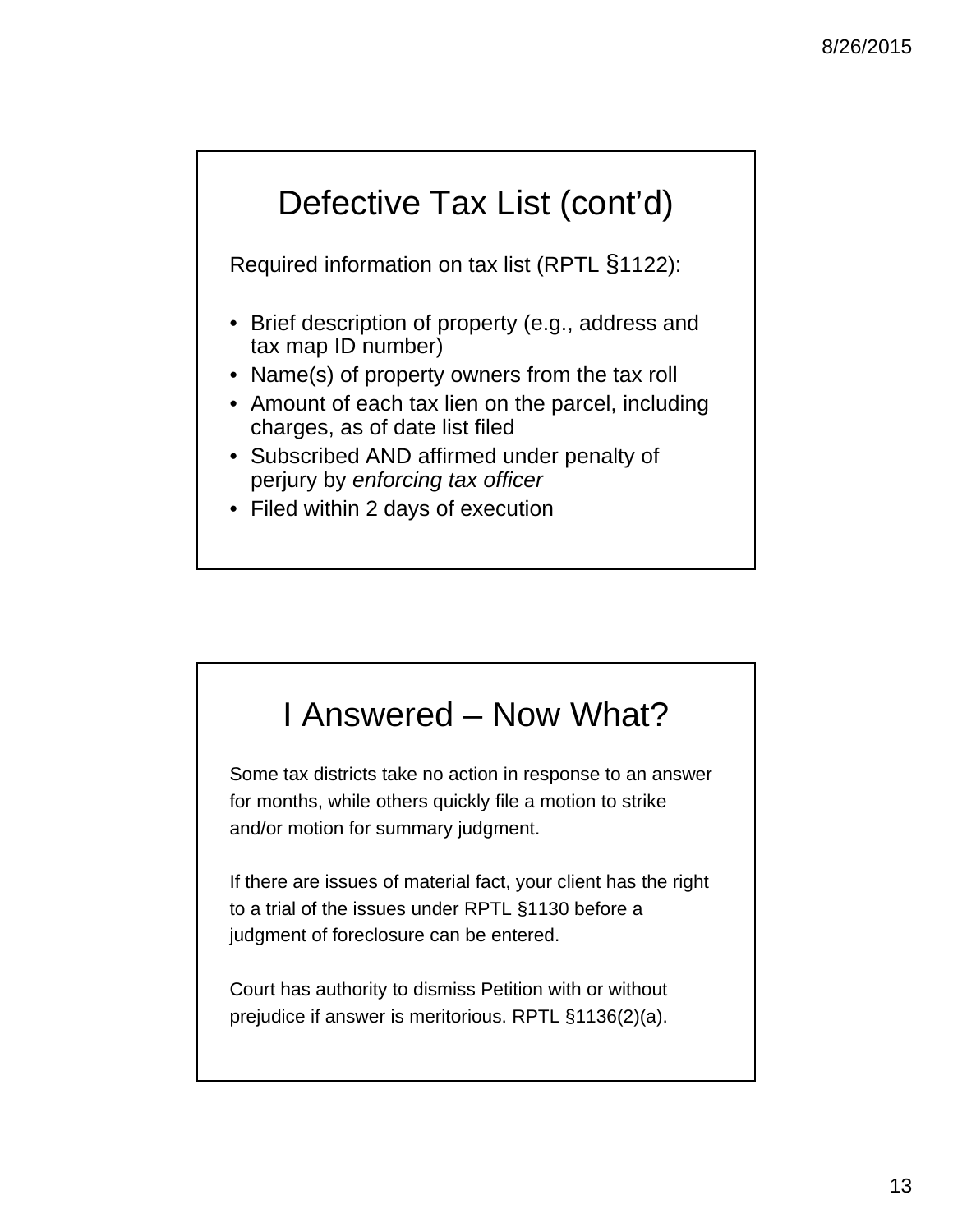## Defective Tax List (cont'd)

Required information on tax list (RPTL §1122):

- Brief description of property (e.g., address and tax map ID number)
- Name(s) of property owners from the tax roll
- Amount of each tax lien on the parcel, including charges, as of date list filed
- Subscribed AND affirmed under penalty of perjury by *enforcing tax officer*
- Filed within 2 days of execution

## I Answered – Now What?

Some tax districts take no action in response to an answer for months, while others quickly file a motion to strike and/or motion for summary judgment.

If there are issues of material fact, your client has the right to a trial of the issues under RPTL §1130 before a judgment of foreclosure can be entered.

Court has authority to dismiss Petition with or without prejudice if answer is meritorious. RPTL §1136(2)(a).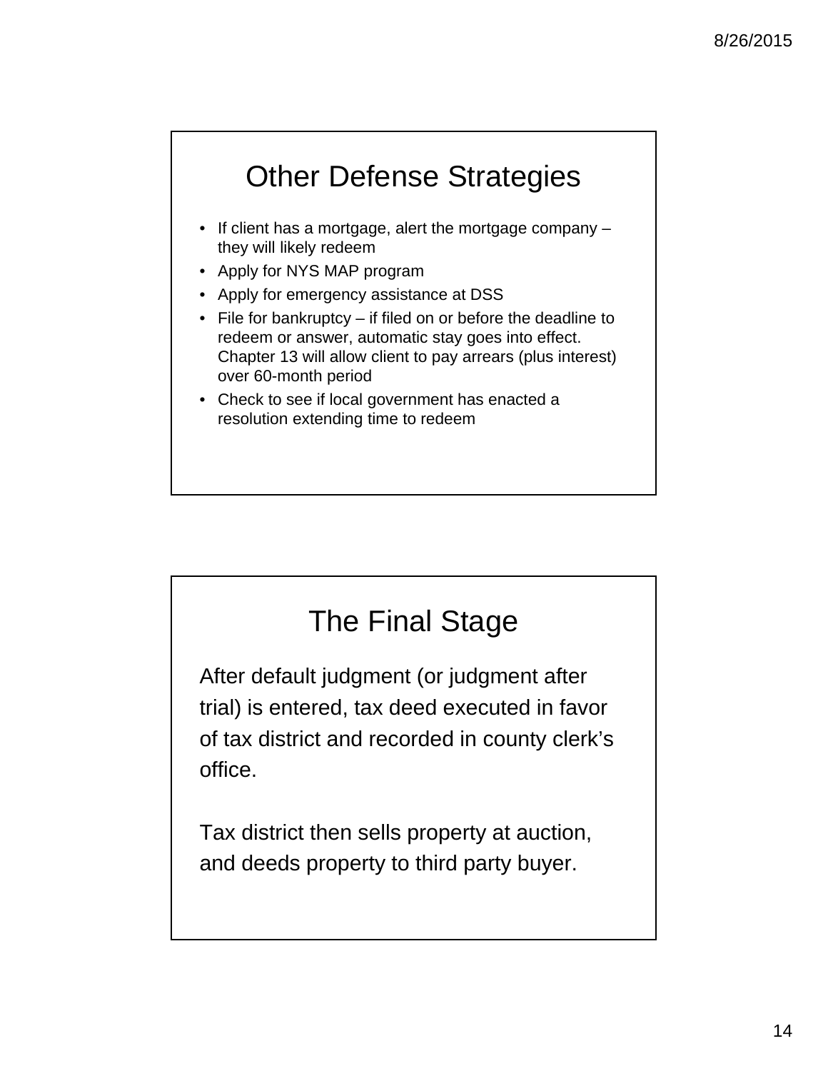## Other Defense Strategies

- If client has a mortgage, alert the mortgage company – they will likely redeem
- Apply for NYS MAP program
- Apply for emergency assistance at DSS
- File for bankruptcy – if filed on or before the deadline to redeem or answer, automatic stay goes into effect. Chapter 13 will allow client to pay arrears (plus interest) over 60-month period
- Check to see if local government has enacted a resolution extending time to redeem

## The Final Stage

After default judgment (or judgment after trial) is entered, tax deed executed in favor of tax district and recorded in county clerk's office.

Tax district then sells property at auction, and deeds property to third party buyer.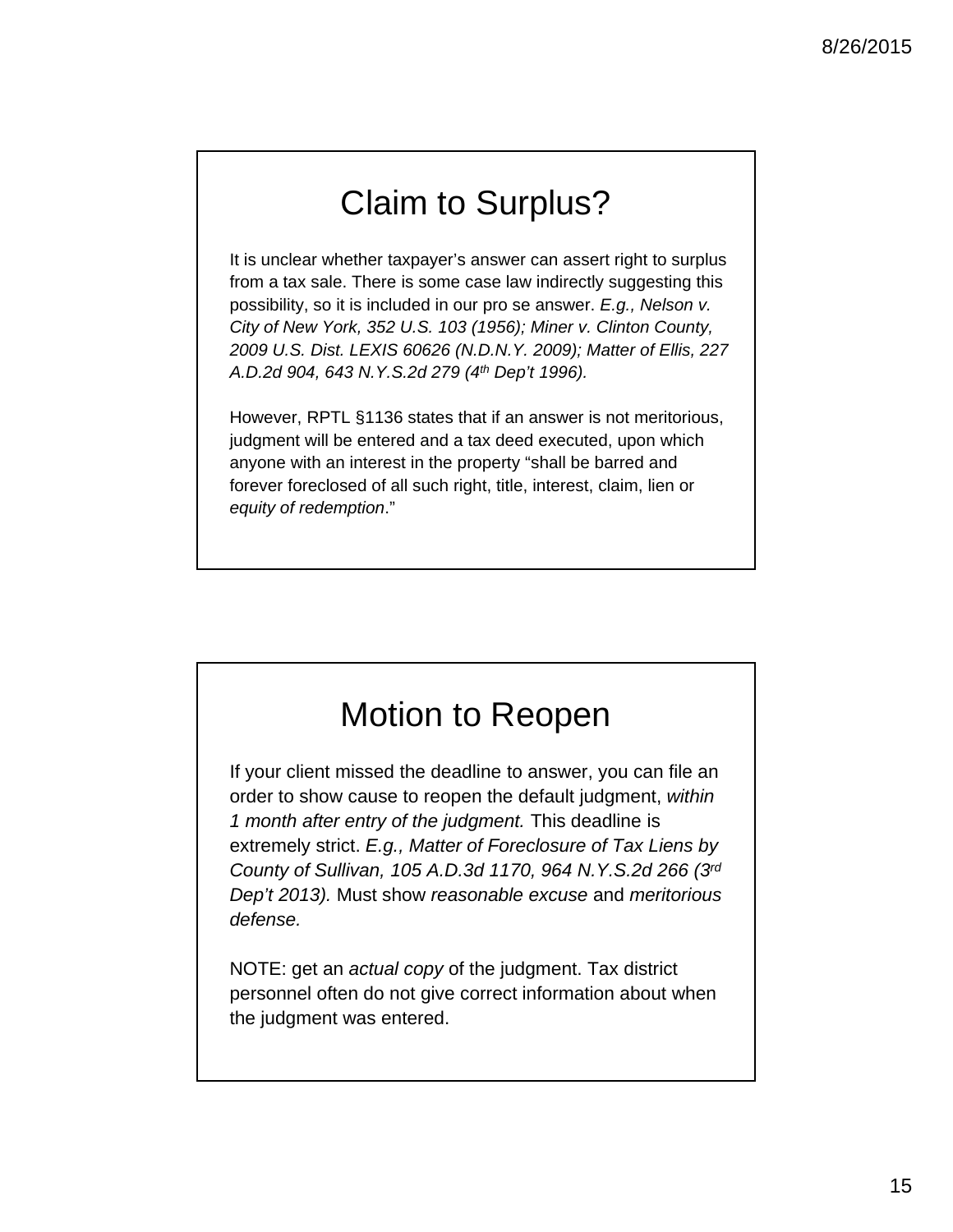# Claim to Surplus?

It is unclear whether taxpayer's answer can assert right to surplus from a tax sale. There is some case law indirectly suggesting this possibility, so it is included in our pro se answer. *E.g., Nelson v. City of New York, 352 U.S. 103 (1956); Miner v. Clinton County, 2009 U.S. Dist. LEXIS 60626 (N.D.N.Y. 2009); Matter of Ellis, 227 A.D.2d 904, 643 N.Y.S.2d 279 (4th Dep't 1996).*

However, RPTL §1136 states that if an answer is not meritorious, judgment will be entered and a tax deed executed, upon which anyone with an interest in the property "shall be barred and forever foreclosed of all such right, title, interest, claim, lien or *equity of redemption*."

# Motion to Reopen

If your client missed the deadline to answer, you can file an order to show cause to reopen the default judgment, *within 1 month after entry of the judgment.* This deadline is extremely strict. *E.g., Matter of Foreclosure of Tax Liens by County of Sullivan, 105 A.D.3d 1170, 964 N.Y.S.2d 266 (3rd Dep't 2013).* Must show *reasonable excuse* and *meritorious defense.*

NOTE: get an *actual copy* of the judgment. Tax district personnel often do not give correct information about when the judgment was entered.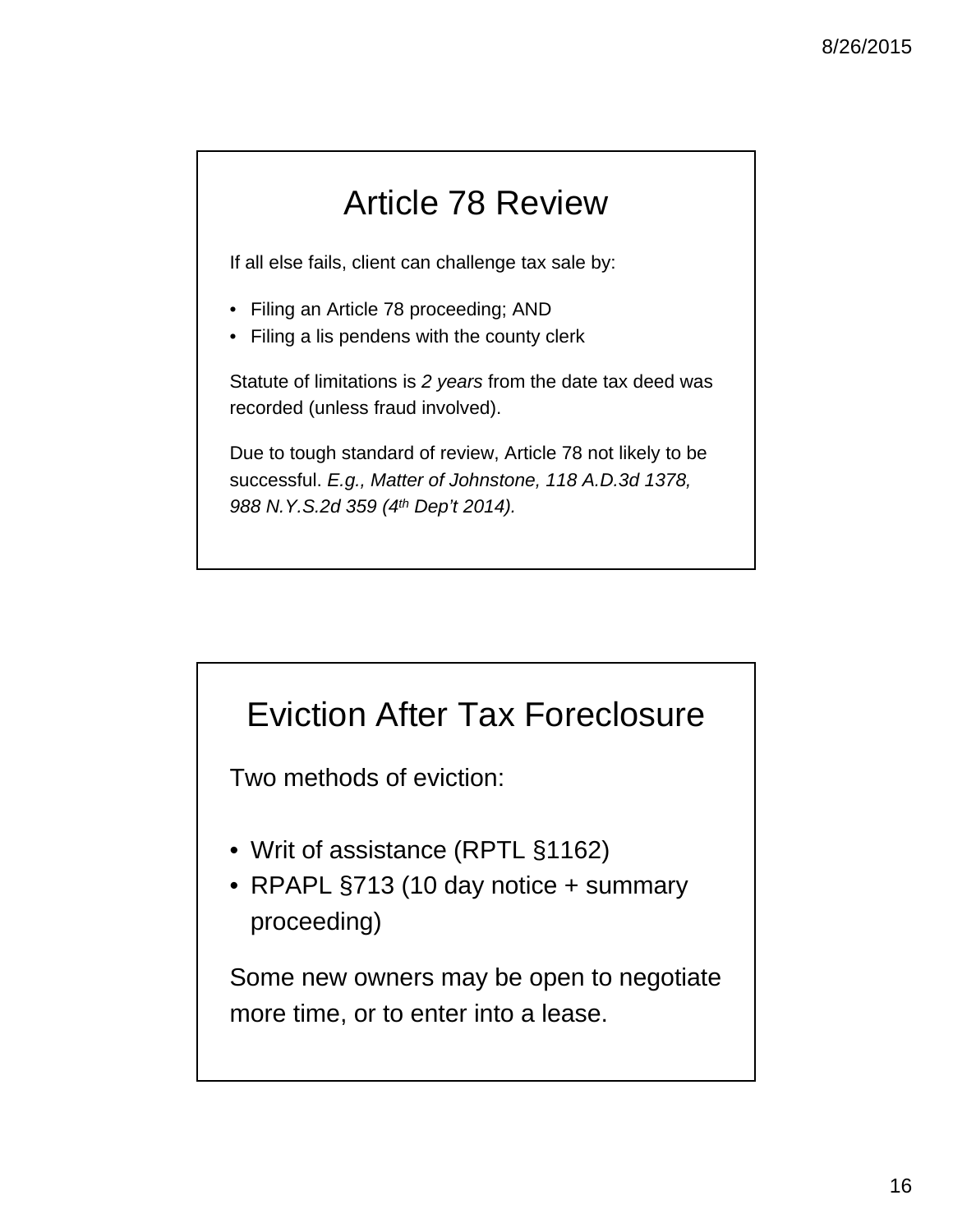## Article 78 Review

If all else fails, client can challenge tax sale by:

- Filing an Article 78 proceeding; AND
- Filing a lis pendens with the county clerk

Statute of limitations is *2 years* from the date tax deed was recorded (unless fraud involved).

Due to tough standard of review, Article 78 not likely to be successful. *E.g., Matter of Johnstone, 118 A.D.3d 1378, 988 N.Y.S.2d 359 (4th Dep't 2014).*

## Eviction After Tax Foreclosure

Two methods of eviction:

- Writ of assistance (RPTL §1162)
- RPAPL §713 (10 day notice + summary proceeding)

Some new owners may be open to negotiate more time, or to enter into a lease.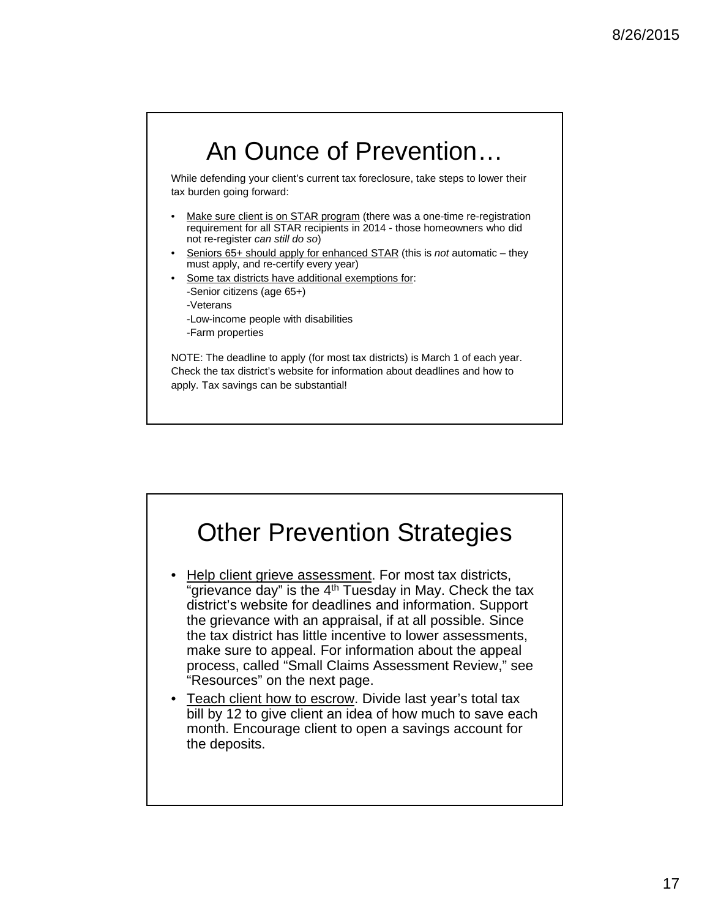# An Ounce of Prevention…

While defending your client's current tax foreclosure, take steps to lower their tax burden going forward:

- Make sure client is on STAR program (there was a one-time re-registration requirement for all STAR recipients in 2014 - those homeowners who did not re-register *can still do so*)
- Seniors 65+ should apply for enhanced STAR (this is *not* automatic – they must apply, and re-certify every year)
- Some tax districts have additional exemptions for:
  - -Senior citizens (age 65+)
  - -Veterans
  - -Low-income people with disabilities
  - -Farm properties

NOTE: The deadline to apply (for most tax districts) is March 1 of each year. Check the tax district's website for information about deadlines and how to apply. Tax savings can be substantial!

# Other Prevention Strategies

- Help client grieve assessment. For most tax districts, "grievance day" is the 4th Tuesday in May. Check the tax district's website for deadlines and information. Support the grievance with an appraisal, if at all possible. Since the tax district has little incentive to lower assessments, make sure to appeal. For information about the appeal process, called "Small Claims Assessment Review," see "Resources" on the next page.
- Teach client how to escrow. Divide last year's total tax bill by 12 to give client an idea of how much to save each month. Encourage client to open a savings account for the deposits.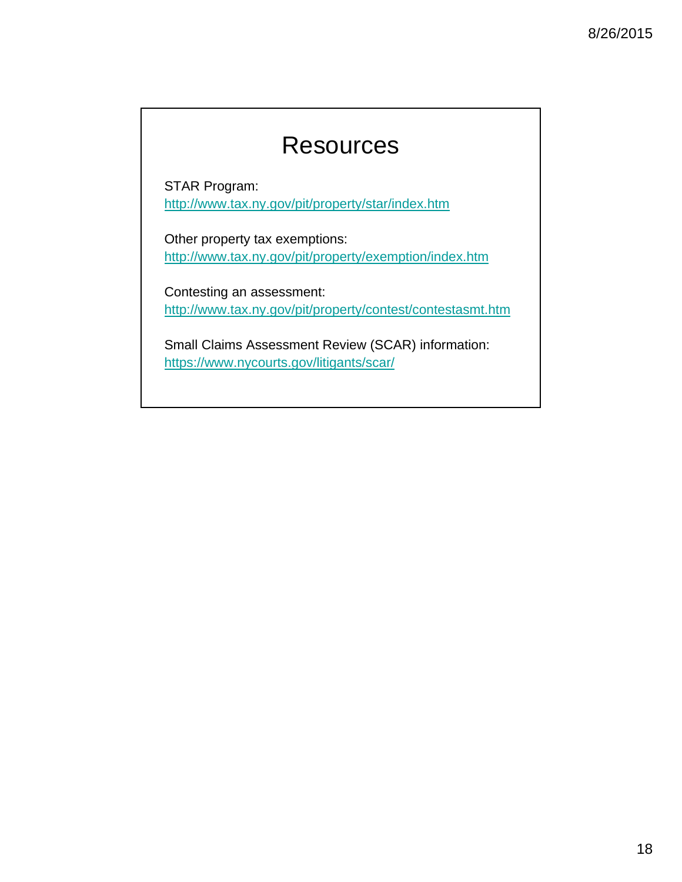# Resources

STAR Program:
http://www.tax.ny.gov/pit/property/star/index.htm

Other property tax exemptions:
http://www.tax.ny.gov/pit/property/exemption/index.htm

Contesting an assessment:
http://www.tax.ny.gov/pit/property/contest/contestasmt.htm

Small Claims Assessment Review (SCAR) information:
https://www.nycourts.gov/litigants/scar/